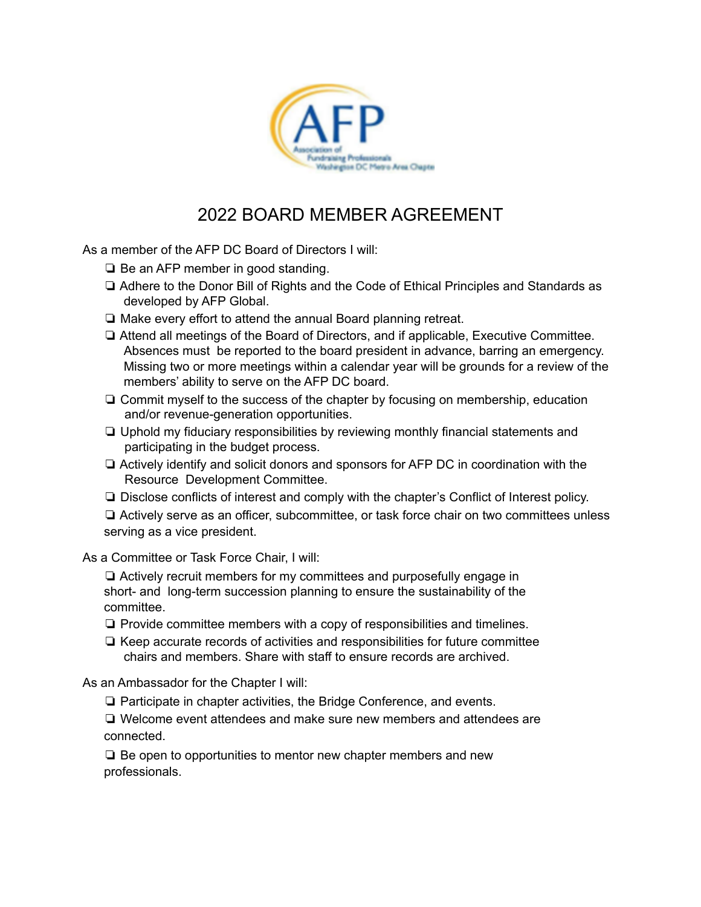# 2022 BOARD MEMBER AGREEMENT

As a member of the AFP DC Board of Directors I will:

- ❏ Be an AFP member in good standing.
- ❏ Adhere to the Donor Bill of Rights and the Code of Ethical Principles and Standards as developed by AFP Global.
- ❏ Make every effort to attend the annual Board planning retreat.
- ❏ Attend all meetings of the Board of Directors, and if applicable, Executive Committee. Absences must be reported to the board president in advance, barring an emergency. Missing two or more meetings within a calendar year will be grounds for a review of the members' ability to serve on the AFP DC board.
- ❏ Commit myself to the success of the chapter by focusing on membership, education and/or revenue-generation opportunities.
- ❏ Uphold my fiduciary responsibilities by reviewing monthly financial statements and participating in the budget process.
- ❏ Actively identify and solicit donors and sponsors for AFP DC in coordination with the Resource Development Committee.
- ❏ Disclose conflicts of interest and comply with the chapter's Conflict of Interest policy.
- ❏ Actively serve as an officer, subcommittee, or task force chair on two committees unless serving as a vice president.

As a Committee or Task Force Chair, I will:

- ❏ Actively recruit members for my committees and purposefully engage in short- and long-term succession planning to ensure the sustainability of the committee.
- ❏ Provide committee members with a copy of responsibilities and timelines.
- ❏ Keep accurate records of activities and responsibilities for future committee chairs and members. Share with staff to ensure records are archived.

As an Ambassador for the Chapter I will:

- ❏ Participate in chapter activities, the Bridge Conference, and events.
- ❏ Welcome event attendees and make sure new members and attendees are connected.
- ❏ Be open to opportunities to mentor new chapter members and new professionals.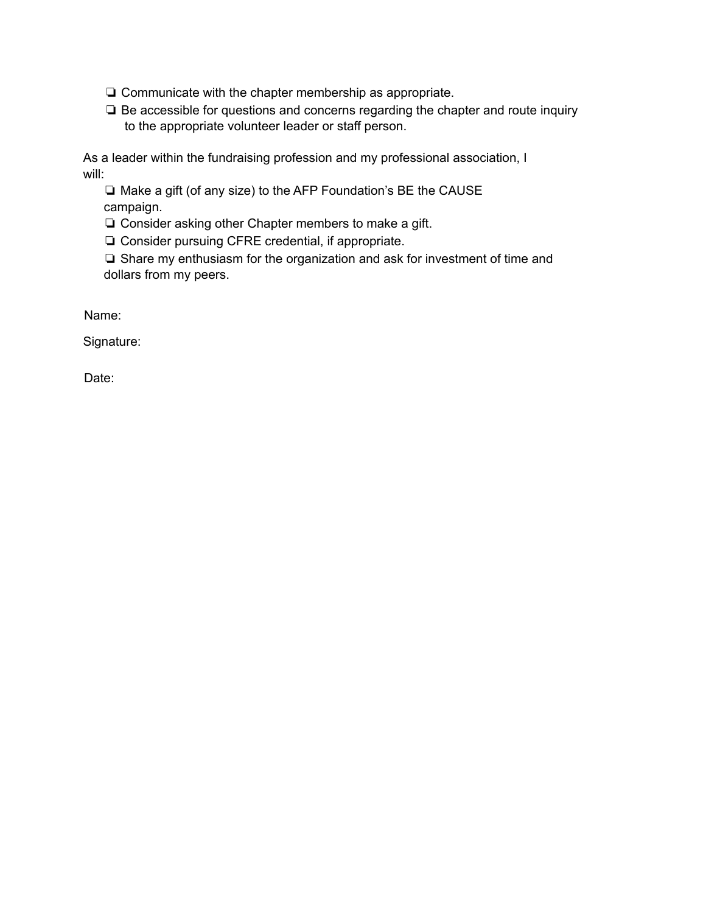- ❏ Communicate with the chapter membership as appropriate.
- ❏ Be accessible for questions and concerns regarding the chapter and route inquiry to the appropriate volunteer leader or staff person.

As a leader within the fundraising profession and my professional association, I will:

- ❏ Make a gift (of any size) to the AFP Foundation's BE the CAUSE campaign.
- ❏ Consider asking other Chapter members to make a gift.
- ❏ Consider pursuing CFRE credential, if appropriate.
- ❏ Share my enthusiasm for the organization and ask for investment of time and dollars from my peers.

Name:

Signature:

Date: